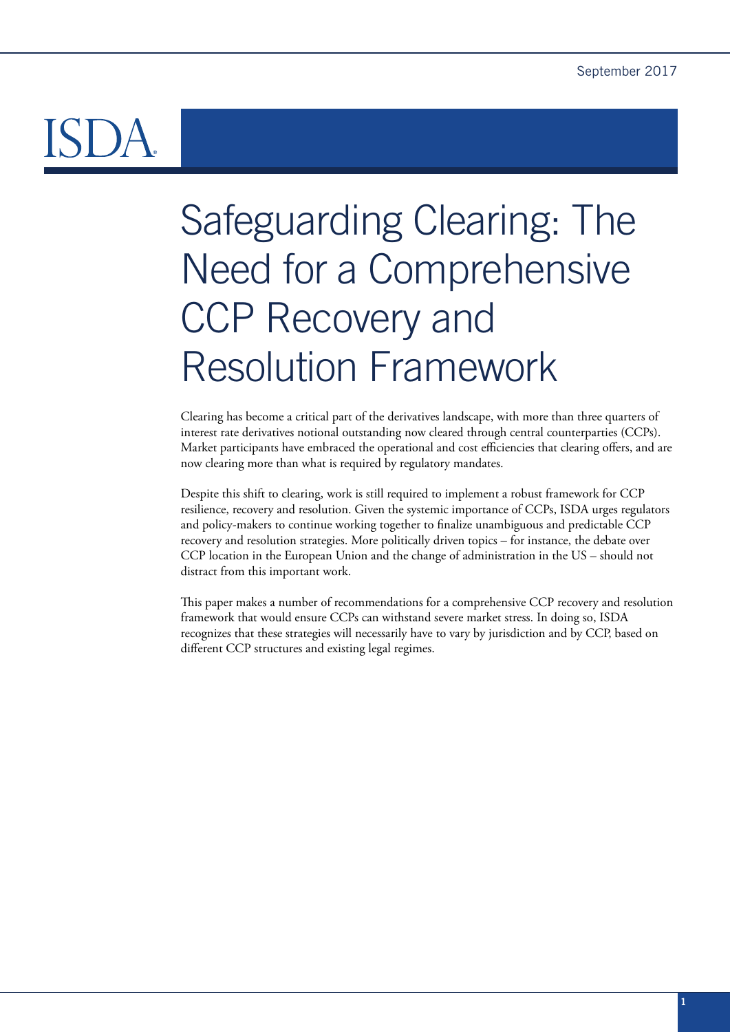September 2017

ISDA

# Safeguarding Clearing: The Need for a Comprehensive CCP Recovery and Resolution Framework

Clearing has become a critical part of the derivatives landscape, with more than three quarters of interest rate derivatives notional outstanding now cleared through central counterparties (CCPs). Market participants have embraced the operational and cost efficiencies that clearing offers, and are now clearing more than what is required by regulatory mandates.

Despite this shift to clearing, work is still required to implement a robust framework for CCP resilience, recovery and resolution. Given the systemic importance of CCPs, ISDA urges regulators and policy-makers to continue working together to finalize unambiguous and predictable CCP recovery and resolution strategies. More politically driven topics – for instance, the debate over CCP location in the European Union and the change of administration in the US – should not distract from this important work.

This paper makes a number of recommendations for a comprehensive CCP recovery and resolution framework that would ensure CCPs can withstand severe market stress. In doing so, ISDA recognizes that these strategies will necessarily have to vary by jurisdiction and by CCP, based on different CCP structures and existing legal regimes.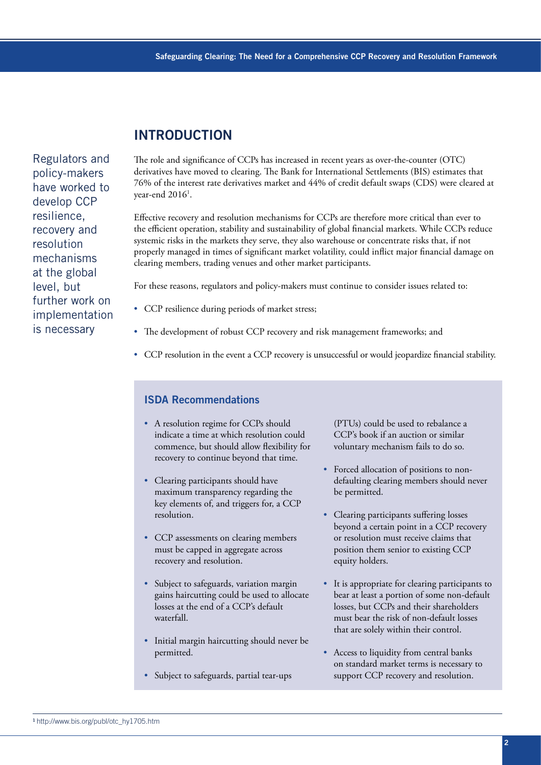## INTRODUCTION

Regulators and policy-makers have worked to develop CCP resilience, recovery and resolution mechanisms at the global level, but further work on implementation is necessary

The role and significance of CCPs has increased in recent years as over-the-counter (OTC) derivatives have moved to clearing. The Bank for International Settlements (BIS) estimates that 76% of the interest rate derivatives market and 44% of credit default swaps (CDS) were cleared at year-end 2016[1].

Effective recovery and resolution mechanisms for CCPs are therefore more critical than ever to the efficient operation, stability and sustainability of global financial markets. While CCPs reduce systemic risks in the markets they serve, they also warehouse or concentrate risks that, if not properly managed in times of significant market volatility, could inflict major financial damage on clearing members, trading venues and other market participants.

For these reasons, regulators and policy-makers must continue to consider issues related to:

- CCP resilience during periods of market stress;
- The development of robust CCP recovery and risk management frameworks; and
- CCP resolution in the event a CCP recovery is unsuccessful or would jeopardize financial stability.

### ISDA Recommendations

- A resolution regime for CCPs should indicate a time at which resolution could commence, but should allow flexibility for recovery to continue beyond that time.
- Clearing participants should have maximum transparency regarding the key elements of, and triggers for, a CCP resolution.
- CCP assessments on clearing members must be capped in aggregate across recovery and resolution.
- Subject to safeguards, variation margin gains haircutting could be used to allocate losses at the end of a CCP's default waterfall.
- Initial margin haircutting should never be permitted.
- Subject to safeguards, partial tear-ups (PTUs) could be used to rebalance a CCP's book if an auction or similar voluntary mechanism fails to do so.
- Forced allocation of positions to non-defaulting clearing members should never be permitted.
- Clearing participants suffering losses beyond a certain point in a CCP recovery or resolution must receive claims that position them senior to existing CCP equity holders.
- It is appropriate for clearing participants to bear at least a portion of some non-default losses, but CCPs and their shareholders must bear the risk of non-default losses that are solely within their control.
- Access to liquidity from central banks on standard market terms is necessary to support CCP recovery and resolution.

[1] http://www.bis.org/publ/otc_hy1705.htm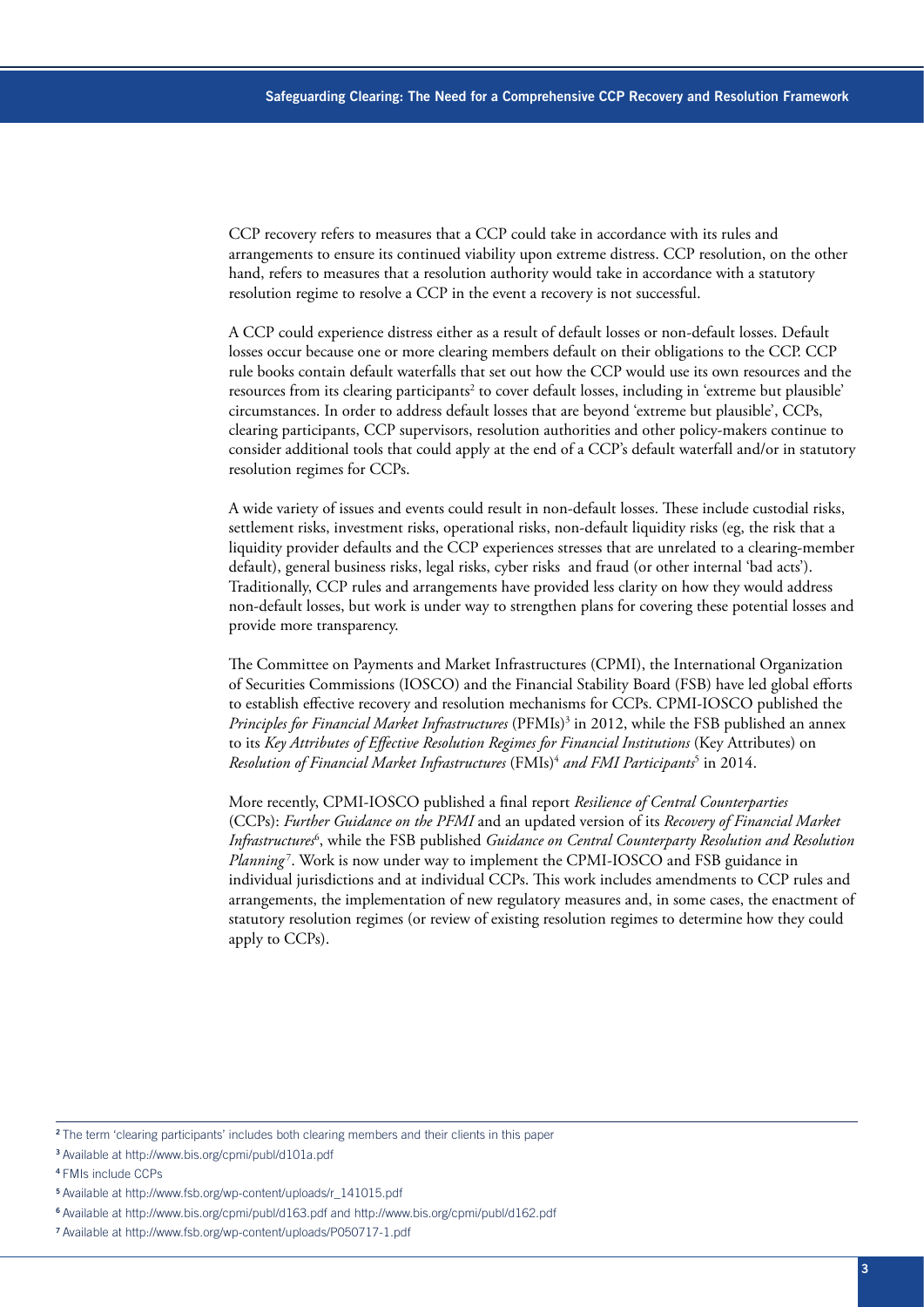CCP recovery refers to measures that a CCP could take in accordance with its rules and arrangements to ensure its continued viability upon extreme distress. CCP resolution, on the other hand, refers to measures that a resolution authority would take in accordance with a statutory resolution regime to resolve a CCP in the event a recovery is not successful.

A CCP could experience distress either as a result of default losses or non-default losses. Default losses occur because one or more clearing members default on their obligations to the CCP. CCP rule books contain default waterfalls that set out how the CCP would use its own resources and the resources from its clearing participants[2] to cover default losses, including in 'extreme but plausible' circumstances. In order to address default losses that are beyond 'extreme but plausible', CCPs, clearing participants, CCP supervisors, resolution authorities and other policy-makers continue to consider additional tools that could apply at the end of a CCP's default waterfall and/or in statutory resolution regimes for CCPs.

A wide variety of issues and events could result in non-default losses. These include custodial risks, settlement risks, investment risks, operational risks, non-default liquidity risks (eg, the risk that a liquidity provider defaults and the CCP experiences stresses that are unrelated to a clearing-member default), general business risks, legal risks, cyber risks and fraud (or other internal 'bad acts'). Traditionally, CCP rules and arrangements have provided less clarity on how they would address non-default losses, but work is under way to strengthen plans for covering these potential losses and provide more transparency.

The Committee on Payments and Market Infrastructures (CPMI), the International Organization of Securities Commissions (IOSCO) and the Financial Stability Board (FSB) have led global efforts to establish effective recovery and resolution mechanisms for CCPs. CPMI-IOSCO published the *Principles for Financial Market Infrastructures* (PFMIs)[3] in 2012, while the FSB published an annex to its *Key Attributes of Effective Resolution Regimes for Financial Institutions* (Key Attributes) on *Resolution of Financial Market Infrastructures* (FMIs)[4] *and FMI Participants*[5] in 2014.

More recently, CPMI-IOSCO published a final report *Resilience of Central Counterparties* (CCPs): *Further Guidance on the PFMI* and an updated version of its *Recovery of Financial Market Infrastructures*[6], while the FSB published *Guidance on Central Counterparty Resolution and Resolution Planning*[7]. Work is now under way to implement the CPMI-IOSCO and FSB guidance in individual jurisdictions and at individual CCPs. This work includes amendments to CCP rules and arrangements, the implementation of new regulatory measures and, in some cases, the enactment of statutory resolution regimes (or review of existing resolution regimes to determine how they could apply to CCPs).

---

[2] The term 'clearing participants' includes both clearing members and their clients in this paper

[3] Available at http://www.bis.org/cpmi/publ/d101a.pdf

[4] FMIs include CCPs

[5] Available at http://www.fsb.org/wp-content/uploads/r_141015.pdf

[6] Available at http://www.bis.org/cpmi/publ/d163.pdf and http://www.bis.org/cpmi/publ/d162.pdf

[7] Available at http://www.fsb.org/wp-content/uploads/P050717-1.pdf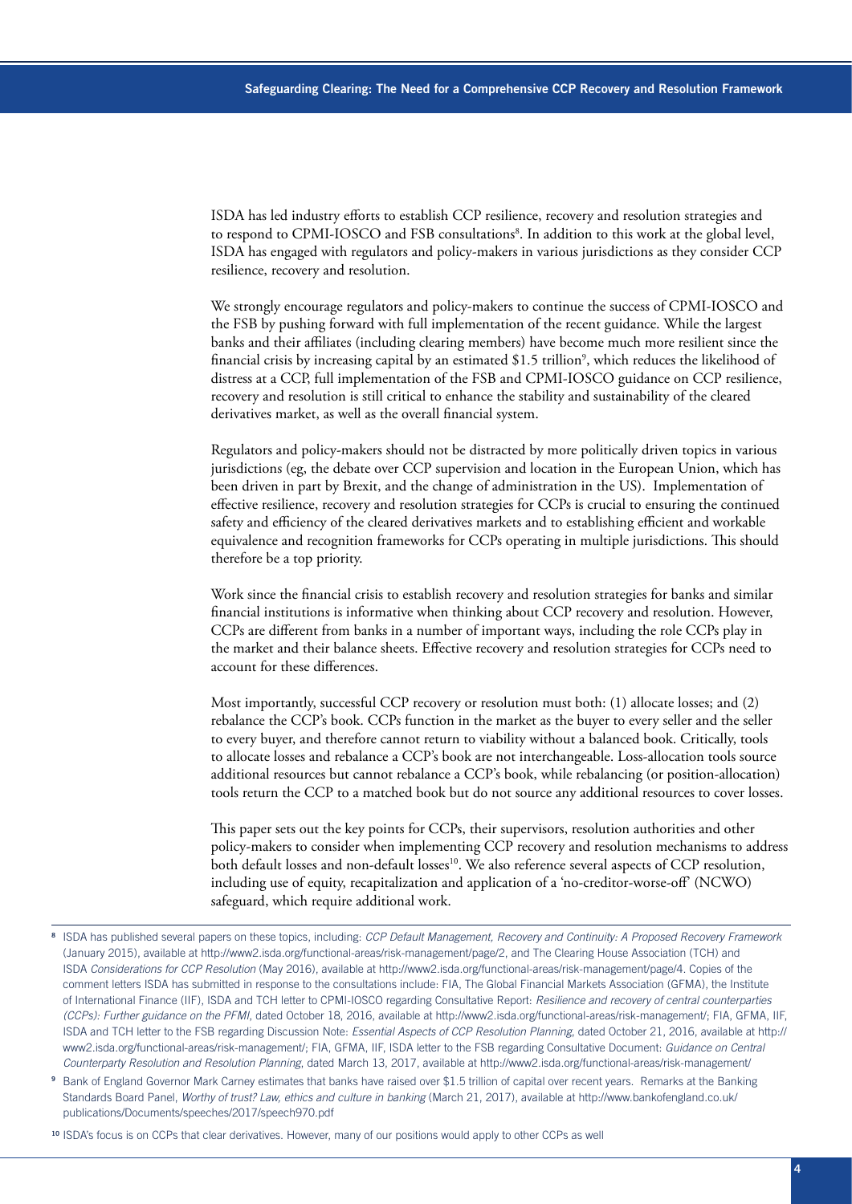ISDA has led industry efforts to establish CCP resilience, recovery and resolution strategies and to respond to CPMI-IOSCO and FSB consultations[8]. In addition to this work at the global level, ISDA has engaged with regulators and policy-makers in various jurisdictions as they consider CCP resilience, recovery and resolution.

We strongly encourage regulators and policy-makers to continue the success of CPMI-IOSCO and the FSB by pushing forward with full implementation of the recent guidance. While the largest banks and their affiliates (including clearing members) have become much more resilient since the financial crisis by increasing capital by an estimated $1.5 trillion[9], which reduces the likelihood of distress at a CCP, full implementation of the FSB and CPMI-IOSCO guidance on CCP resilience, recovery and resolution is still critical to enhance the stability and sustainability of the cleared derivatives market, as well as the overall financial system.

Regulators and policy-makers should not be distracted by more politically driven topics in various jurisdictions (eg, the debate over CCP supervision and location in the European Union, which has been driven in part by Brexit, and the change of administration in the US). Implementation of effective resilience, recovery and resolution strategies for CCPs is crucial to ensuring the continued safety and efficiency of the cleared derivatives markets and to establishing efficient and workable equivalence and recognition frameworks for CCPs operating in multiple jurisdictions. This should therefore be a top priority.

Work since the financial crisis to establish recovery and resolution strategies for banks and similar financial institutions is informative when thinking about CCP recovery and resolution. However, CCPs are different from banks in a number of important ways, including the role CCPs play in the market and their balance sheets. Effective recovery and resolution strategies for CCPs need to account for these differences.

Most importantly, successful CCP recovery or resolution must both: (1) allocate losses; and (2) rebalance the CCP's book. CCPs function in the market as the buyer to every seller and the seller to every buyer, and therefore cannot return to viability without a balanced book. Critically, tools to allocate losses and rebalance a CCP's book are not interchangeable. Loss-allocation tools source additional resources but cannot rebalance a CCP's book, while rebalancing (or position-allocation) tools return the CCP to a matched book but do not source any additional resources to cover losses.

This paper sets out the key points for CCPs, their supervisors, resolution authorities and other policy-makers to consider when implementing CCP recovery and resolution mechanisms to address both default losses and non-default losses[10]. We also reference several aspects of CCP resolution, including use of equity, recapitalization and application of a 'no-creditor-worse-off' (NCWO) safeguard, which require additional work.

---

[8] ISDA has published several papers on these topics, including: *CCP Default Management, Recovery and Continuity: A Proposed Recovery Framework* (January 2015), available at http://www2.isda.org/functional-areas/risk-management/page/2, and The Clearing House Association (TCH) and ISDA *Considerations for CCP Resolution* (May 2016), available at http://www2.isda.org/functional-areas/risk-management/page/4. Copies of the comment letters ISDA has submitted in response to the consultations include: FIA, The Global Financial Markets Association (GFMA), the Institute of International Finance (IIF), ISDA and TCH letter to CPMI-IOSCO regarding Consultative Report: *Resilience and recovery of central counterparties (CCPs): Further guidance on the PFMI*, dated October 18, 2016, available at http://www2.isda.org/functional-areas/risk-management/; FIA, GFMA, IIF, ISDA and TCH letter to the FSB regarding Discussion Note: *Essential Aspects of CCP Resolution Planning*, dated October 21, 2016, available at http://www2.isda.org/functional-areas/risk-management/; FIA, GFMA, IIF, ISDA letter to the FSB regarding Consultative Document: *Guidance on Central Counterparty Resolution and Resolution Planning*, dated March 13, 2017, available at http://www2.isda.org/functional-areas/risk-management/

[9] Bank of England Governor Mark Carney estimates that banks have raised over $1.5 trillion of capital over recent years. Remarks at the Banking Standards Board Panel, *Worthy of trust? Law, ethics and culture in banking* (March 21, 2017), available at http://www.bankofengland.co.uk/publications/Documents/speeches/2017/speech970.pdf

[10] ISDA's focus is on CCPs that clear derivatives. However, many of our positions would apply to other CCPs as well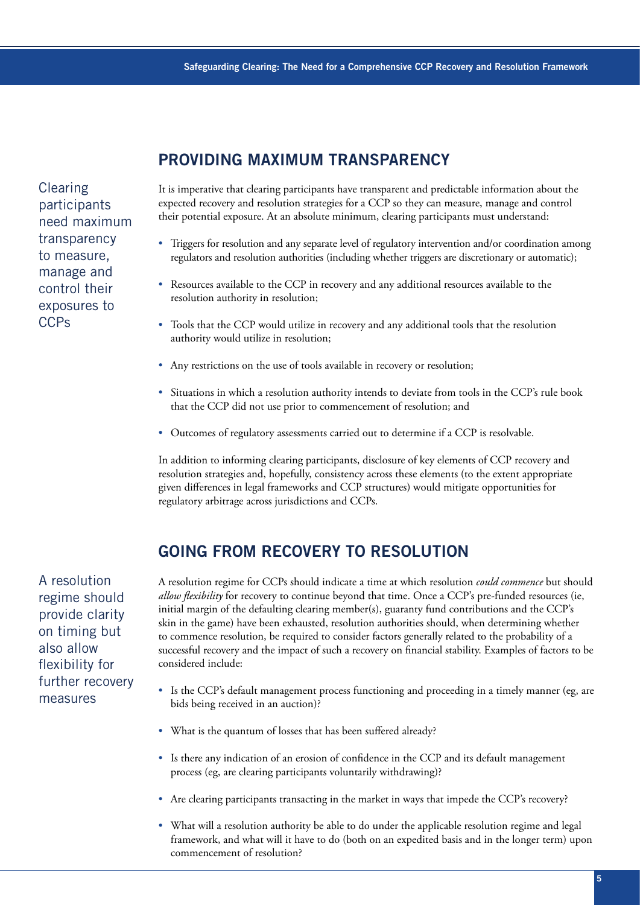## PROVIDING MAXIMUM TRANSPARENCY

Clearing participants need maximum transparency to measure, manage and control their exposures to CCPs

It is imperative that clearing participants have transparent and predictable information about the expected recovery and resolution strategies for a CCP so they can measure, manage and control their potential exposure. At an absolute minimum, clearing participants must understand:

- Triggers for resolution and any separate level of regulatory intervention and/or coordination among regulators and resolution authorities (including whether triggers are discretionary or automatic);
- Resources available to the CCP in recovery and any additional resources available to the resolution authority in resolution;
- Tools that the CCP would utilize in recovery and any additional tools that the resolution authority would utilize in resolution;
- Any restrictions on the use of tools available in recovery or resolution;
- Situations in which a resolution authority intends to deviate from tools in the CCP's rule book that the CCP did not use prior to commencement of resolution; and
- Outcomes of regulatory assessments carried out to determine if a CCP is resolvable.

In addition to informing clearing participants, disclosure of key elements of CCP recovery and resolution strategies and, hopefully, consistency across these elements (to the extent appropriate given differences in legal frameworks and CCP structures) would mitigate opportunities for regulatory arbitrage across jurisdictions and CCPs.

## GOING FROM RECOVERY TO RESOLUTION

A resolution regime should provide clarity on timing but also allow flexibility for further recovery measures

A resolution regime for CCPs should indicate a time at which resolution *could commence* but should *allow flexibility* for recovery to continue beyond that time. Once a CCP's pre-funded resources (ie, initial margin of the defaulting clearing member(s), guaranty fund contributions and the CCP's skin in the game) have been exhausted, resolution authorities should, when determining whether to commence resolution, be required to consider factors generally related to the probability of a successful recovery and the impact of such a recovery on financial stability. Examples of factors to be considered include:

- Is the CCP's default management process functioning and proceeding in a timely manner (eg, are bids being received in an auction)?
- What is the quantum of losses that has been suffered already?
- Is there any indication of an erosion of confidence in the CCP and its default management process (eg, are clearing participants voluntarily withdrawing)?
- Are clearing participants transacting in the market in ways that impede the CCP's recovery?
- What will a resolution authority be able to do under the applicable resolution regime and legal framework, and what will it have to do (both on an expedited basis and in the longer term) upon commencement of resolution?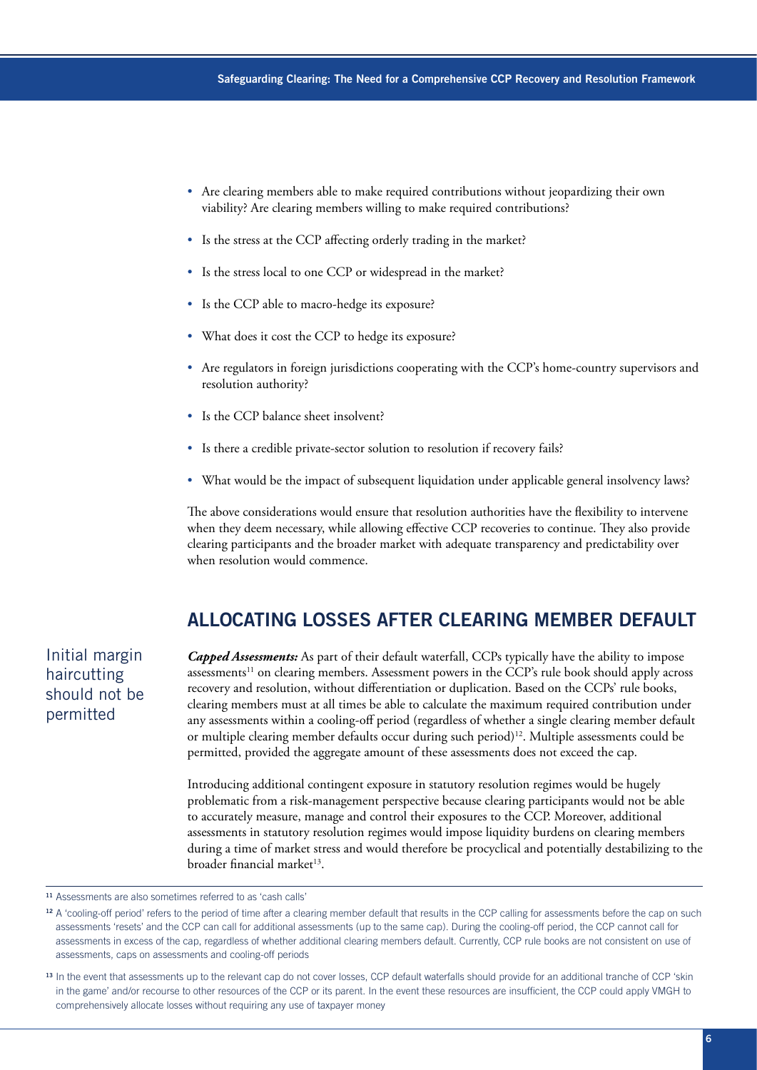- Are clearing members able to make required contributions without jeopardizing their own viability? Are clearing members willing to make required contributions?
- Is the stress at the CCP affecting orderly trading in the market?
- Is the stress local to one CCP or widespread in the market?
- Is the CCP able to macro-hedge its exposure?
- What does it cost the CCP to hedge its exposure?
- Are regulators in foreign jurisdictions cooperating with the CCP's home-country supervisors and resolution authority?
- Is the CCP balance sheet insolvent?
- Is there a credible private-sector solution to resolution if recovery fails?
- What would be the impact of subsequent liquidation under applicable general insolvency laws?

The above considerations would ensure that resolution authorities have the flexibility to intervene when they deem necessary, while allowing effective CCP recoveries to continue. They also provide clearing participants and the broader market with adequate transparency and predictability over when resolution would commence.

## ALLOCATING LOSSES AFTER CLEARING MEMBER DEFAULT

Initial margin haircutting should not be permitted

***Capped Assessments:*** As part of their default waterfall, CCPs typically have the ability to impose assessments[11] on clearing members. Assessment powers in the CCP's rule book should apply across recovery and resolution, without differentiation or duplication. Based on the CCPs' rule books, clearing members must at all times be able to calculate the maximum required contribution under any assessments within a cooling-off period (regardless of whether a single clearing member default or multiple clearing member defaults occur during such period)[12]. Multiple assessments could be permitted, provided the aggregate amount of these assessments does not exceed the cap.

Introducing additional contingent exposure in statutory resolution regimes would be hugely problematic from a risk-management perspective because clearing participants would not be able to accurately measure, manage and control their exposures to the CCP. Moreover, additional assessments in statutory resolution regimes would impose liquidity burdens on clearing members during a time of market stress and would therefore be procyclical and potentially destabilizing to the broader financial market[13].

---

[11] Assessments are also sometimes referred to as 'cash calls'

[12] A 'cooling-off period' refers to the period of time after a clearing member default that results in the CCP calling for assessments before the cap on such assessments 'resets' and the CCP can call for additional assessments (up to the same cap). During the cooling-off period, the CCP cannot call for assessments in excess of the cap, regardless of whether additional clearing members default. Currently, CCP rule books are not consistent on use of assessments, caps on assessments and cooling-off periods

[13] In the event that assessments up to the relevant cap do not cover losses, CCP default waterfalls should provide for an additional tranche of CCP 'skin in the game' and/or recourse to other resources of the CCP or its parent. In the event these resources are insufficient, the CCP could apply VMGH to comprehensively allocate losses without requiring any use of taxpayer money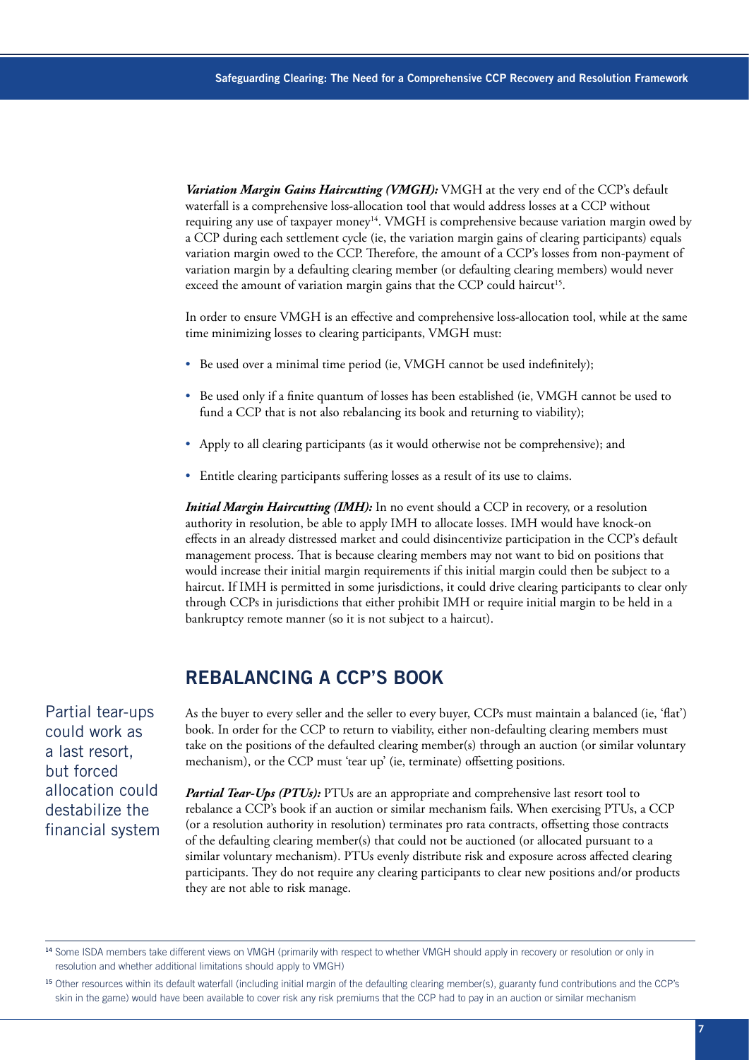***Variation Margin Gains Haircutting (VMGH):*** VMGH at the very end of the CCP's default waterfall is a comprehensive loss-allocation tool that would address losses at a CCP without requiring any use of taxpayer money[14]. VMGH is comprehensive because variation margin owed by a CCP during each settlement cycle (ie, the variation margin gains of clearing participants) equals variation margin owed to the CCP. Therefore, the amount of a CCP's losses from non-payment of variation margin by a defaulting clearing member (or defaulting clearing members) would never exceed the amount of variation margin gains that the CCP could haircut[15].

In order to ensure VMGH is an effective and comprehensive loss-allocation tool, while at the same time minimizing losses to clearing participants, VMGH must:

- Be used over a minimal time period (ie, VMGH cannot be used indefinitely);
- Be used only if a finite quantum of losses has been established (ie, VMGH cannot be used to fund a CCP that is not also rebalancing its book and returning to viability);
- Apply to all clearing participants (as it would otherwise not be comprehensive); and
- Entitle clearing participants suffering losses as a result of its use to claims.

***Initial Margin Haircutting (IMH):*** In no event should a CCP in recovery, or a resolution authority in resolution, be able to apply IMH to allocate losses. IMH would have knock-on effects in an already distressed market and could disincentivize participation in the CCP's default management process. That is because clearing members may not want to bid on positions that would increase their initial margin requirements if this initial margin could then be subject to a haircut. If IMH is permitted in some jurisdictions, it could drive clearing participants to clear only through CCPs in jurisdictions that either prohibit IMH or require initial margin to be held in a bankruptcy remote manner (so it is not subject to a haircut).

## REBALANCING A CCP'S BOOK

Partial tear-ups could work as a last resort, but forced allocation could destabilize the financial system

As the buyer to every seller and the seller to every buyer, CCPs must maintain a balanced (ie, 'flat') book. In order for the CCP to return to viability, either non-defaulting clearing members must take on the positions of the defaulted clearing member(s) through an auction (or similar voluntary mechanism), or the CCP must 'tear up' (ie, terminate) offsetting positions.

***Partial Tear-Ups (PTUs):*** PTUs are an appropriate and comprehensive last resort tool to rebalance a CCP's book if an auction or similar mechanism fails. When exercising PTUs, a CCP (or a resolution authority in resolution) terminates pro rata contracts, offsetting those contracts of the defaulting clearing member(s) that could not be auctioned (or allocated pursuant to a similar voluntary mechanism). PTUs evenly distribute risk and exposure across affected clearing participants. They do not require any clearing participants to clear new positions and/or products they are not able to risk manage.

---

[14] Some ISDA members take different views on VMGH (primarily with respect to whether VMGH should apply in recovery or resolution or only in resolution and whether additional limitations should apply to VMGH)

[15] Other resources within its default waterfall (including initial margin of the defaulting clearing member(s), guaranty fund contributions and the CCP's skin in the game) would have been available to cover risk any risk premiums that the CCP had to pay in an auction or similar mechanism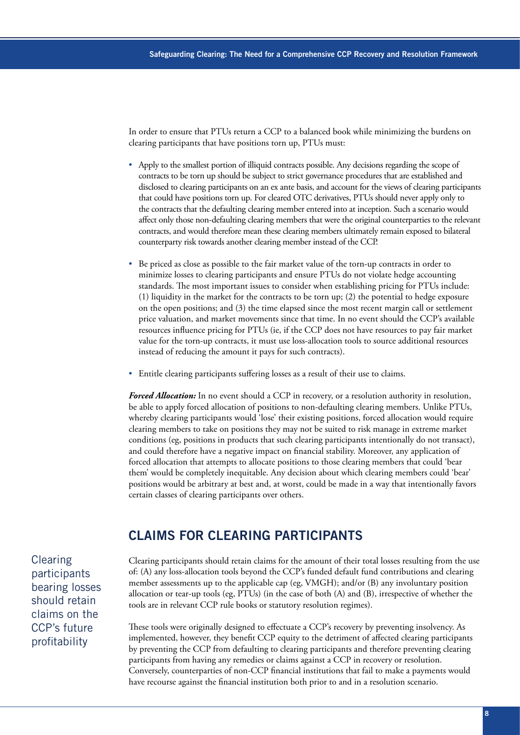In order to ensure that PTUs return a CCP to a balanced book while minimizing the burdens on clearing participants that have positions torn up, PTUs must:

- Apply to the smallest portion of illiquid contracts possible. Any decisions regarding the scope of contracts to be torn up should be subject to strict governance procedures that are established and disclosed to clearing participants on an ex ante basis, and account for the views of clearing participants that could have positions torn up. For cleared OTC derivatives, PTUs should never apply only to the contracts that the defaulting clearing member entered into at inception. Such a scenario would affect only those non-defaulting clearing members that were the original counterparties to the relevant contracts, and would therefore mean these clearing members ultimately remain exposed to bilateral counterparty risk towards another clearing member instead of the CCP.
- Be priced as close as possible to the fair market value of the torn-up contracts in order to minimize losses to clearing participants and ensure PTUs do not violate hedge accounting standards. The most important issues to consider when establishing pricing for PTUs include: (1) liquidity in the market for the contracts to be torn up; (2) the potential to hedge exposure on the open positions; and (3) the time elapsed since the most recent margin call or settlement price valuation, and market movements since that time. In no event should the CCP's available resources influence pricing for PTUs (ie, if the CCP does not have resources to pay fair market value for the torn-up contracts, it must use loss-allocation tools to source additional resources instead of reducing the amount it pays for such contracts).
- Entitle clearing participants suffering losses as a result of their use to claims.

***Forced Allocation:*** In no event should a CCP in recovery, or a resolution authority in resolution, be able to apply forced allocation of positions to non-defaulting clearing members. Unlike PTUs, whereby clearing participants would 'lose' their existing positions, forced allocation would require clearing members to take on positions they may not be suited to risk manage in extreme market conditions (eg, positions in products that such clearing participants intentionally do not transact), and could therefore have a negative impact on financial stability. Moreover, any application of forced allocation that attempts to allocate positions to those clearing members that could 'bear them' would be completely inequitable. Any decision about which clearing members could 'bear' positions would be arbitrary at best and, at worst, could be made in a way that intentionally favors certain classes of clearing participants over others.

## CLAIMS FOR CLEARING PARTICIPANTS

Clearing participants bearing losses should retain claims on the CCP's future profitability

Clearing participants should retain claims for the amount of their total losses resulting from the use of: (A) any loss-allocation tools beyond the CCP's funded default fund contributions and clearing member assessments up to the applicable cap (eg, VMGH); and/or (B) any involuntary position allocation or tear-up tools (eg, PTUs) (in the case of both (A) and (B), irrespective of whether the tools are in relevant CCP rule books or statutory resolution regimes).

These tools were originally designed to effectuate a CCP's recovery by preventing insolvency. As implemented, however, they benefit CCP equity to the detriment of affected clearing participants by preventing the CCP from defaulting to clearing participants and therefore preventing clearing participants from having any remedies or claims against a CCP in recovery or resolution. Conversely, counterparties of non-CCP financial institutions that fail to make a payments would have recourse against the financial institution both prior to and in a resolution scenario.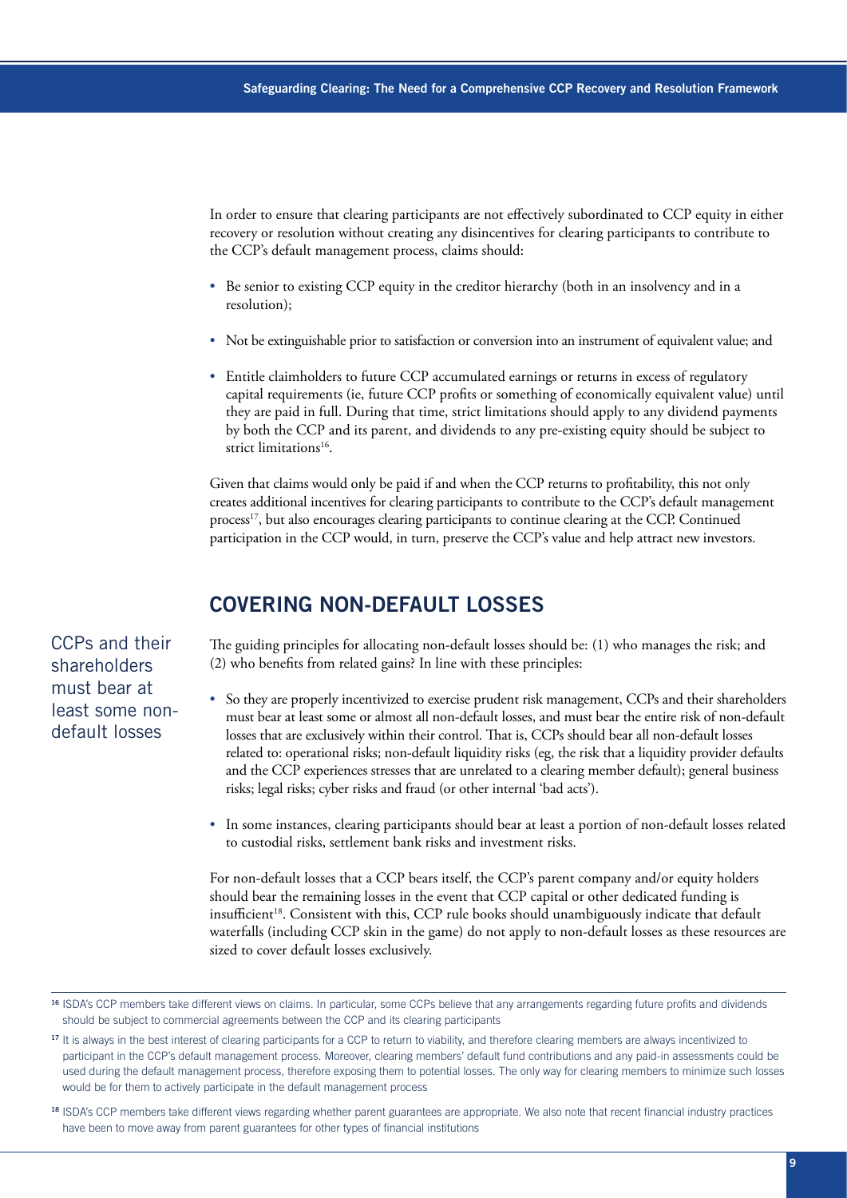In order to ensure that clearing participants are not effectively subordinated to CCP equity in either recovery or resolution without creating any disincentives for clearing participants to contribute to the CCP's default management process, claims should:

- Be senior to existing CCP equity in the creditor hierarchy (both in an insolvency and in a resolution);
- Not be extinguishable prior to satisfaction or conversion into an instrument of equivalent value; and
- Entitle claimholders to future CCP accumulated earnings or returns in excess of regulatory capital requirements (ie, future CCP profits or something of economically equivalent value) until they are paid in full. During that time, strict limitations should apply to any dividend payments by both the CCP and its parent, and dividends to any pre-existing equity should be subject to strict limitations[16].

Given that claims would only be paid if and when the CCP returns to profitability, this not only creates additional incentives for clearing participants to contribute to the CCP's default management process[17], but also encourages clearing participants to continue clearing at the CCP. Continued participation in the CCP would, in turn, preserve the CCP's value and help attract new investors.

## COVERING NON-DEFAULT LOSSES

CCPs and their shareholders must bear at least some non-default losses

The guiding principles for allocating non-default losses should be: (1) who manages the risk; and (2) who benefits from related gains? In line with these principles:

- So they are properly incentivized to exercise prudent risk management, CCPs and their shareholders must bear at least some or almost all non-default losses, and must bear the entire risk of non-default losses that are exclusively within their control. That is, CCPs should bear all non-default losses related to: operational risks; non-default liquidity risks (eg, the risk that a liquidity provider defaults and the CCP experiences stresses that are unrelated to a clearing member default); general business risks; legal risks; cyber risks and fraud (or other internal 'bad acts').
- In some instances, clearing participants should bear at least a portion of non-default losses related to custodial risks, settlement bank risks and investment risks.

For non-default losses that a CCP bears itself, the CCP's parent company and/or equity holders should bear the remaining losses in the event that CCP capital or other dedicated funding is insufficient[18]. Consistent with this, CCP rule books should unambiguously indicate that default waterfalls (including CCP skin in the game) do not apply to non-default losses as these resources are sized to cover default losses exclusively.

---

[16] ISDA's CCP members take different views on claims. In particular, some CCPs believe that any arrangements regarding future profits and dividends should be subject to commercial agreements between the CCP and its clearing participants

[17] It is always in the best interest of clearing participants for a CCP to return to viability, and therefore clearing members are always incentivized to participant in the CCP's default management process. Moreover, clearing members' default fund contributions and any paid-in assessments could be used during the default management process, therefore exposing them to potential losses. The only way for clearing members to minimize such losses would be for them to actively participate in the default management process

[18] ISDA's CCP members take different views regarding whether parent guarantees are appropriate. We also note that recent financial industry practices have been to move away from parent guarantees for other types of financial institutions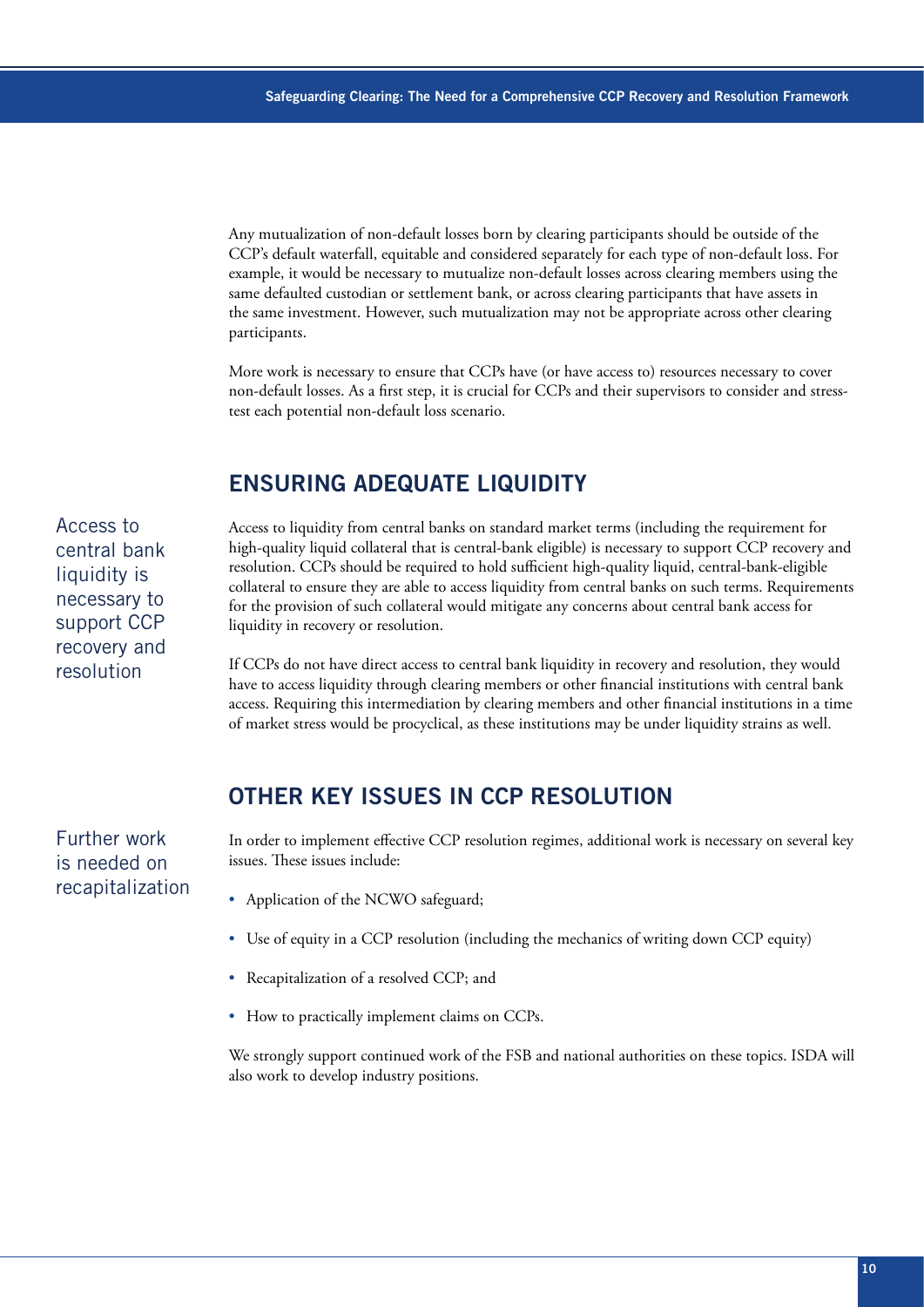Any mutualization of non-default losses born by clearing participants should be outside of the CCP's default waterfall, equitable and considered separately for each type of non-default loss. For example, it would be necessary to mutualize non-default losses across clearing members using the same defaulted custodian or settlement bank, or across clearing participants that have assets in the same investment. However, such mutualization may not be appropriate across other clearing participants.

More work is necessary to ensure that CCPs have (or have access to) resources necessary to cover non-default losses. As a first step, it is crucial for CCPs and their supervisors to consider and stress-test each potential non-default loss scenario.

## ENSURING ADEQUATE LIQUIDITY

Access to central bank liquidity is necessary to support CCP recovery and resolution

Access to liquidity from central banks on standard market terms (including the requirement for high-quality liquid collateral that is central-bank eligible) is necessary to support CCP recovery and resolution. CCPs should be required to hold sufficient high-quality liquid, central-bank-eligible collateral to ensure they are able to access liquidity from central banks on such terms. Requirements for the provision of such collateral would mitigate any concerns about central bank access for liquidity in recovery or resolution.

If CCPs do not have direct access to central bank liquidity in recovery and resolution, they would have to access liquidity through clearing members or other financial institutions with central bank access. Requiring this intermediation by clearing members and other financial institutions in a time of market stress would be procyclical, as these institutions may be under liquidity strains as well.

## OTHER KEY ISSUES IN CCP RESOLUTION

Further work is needed on recapitalization

In order to implement effective CCP resolution regimes, additional work is necessary on several key issues. These issues include:

- Application of the NCWO safeguard;
- Use of equity in a CCP resolution (including the mechanics of writing down CCP equity)
- Recapitalization of a resolved CCP; and
- How to practically implement claims on CCPs.

We strongly support continued work of the FSB and national authorities on these topics. ISDA will also work to develop industry positions.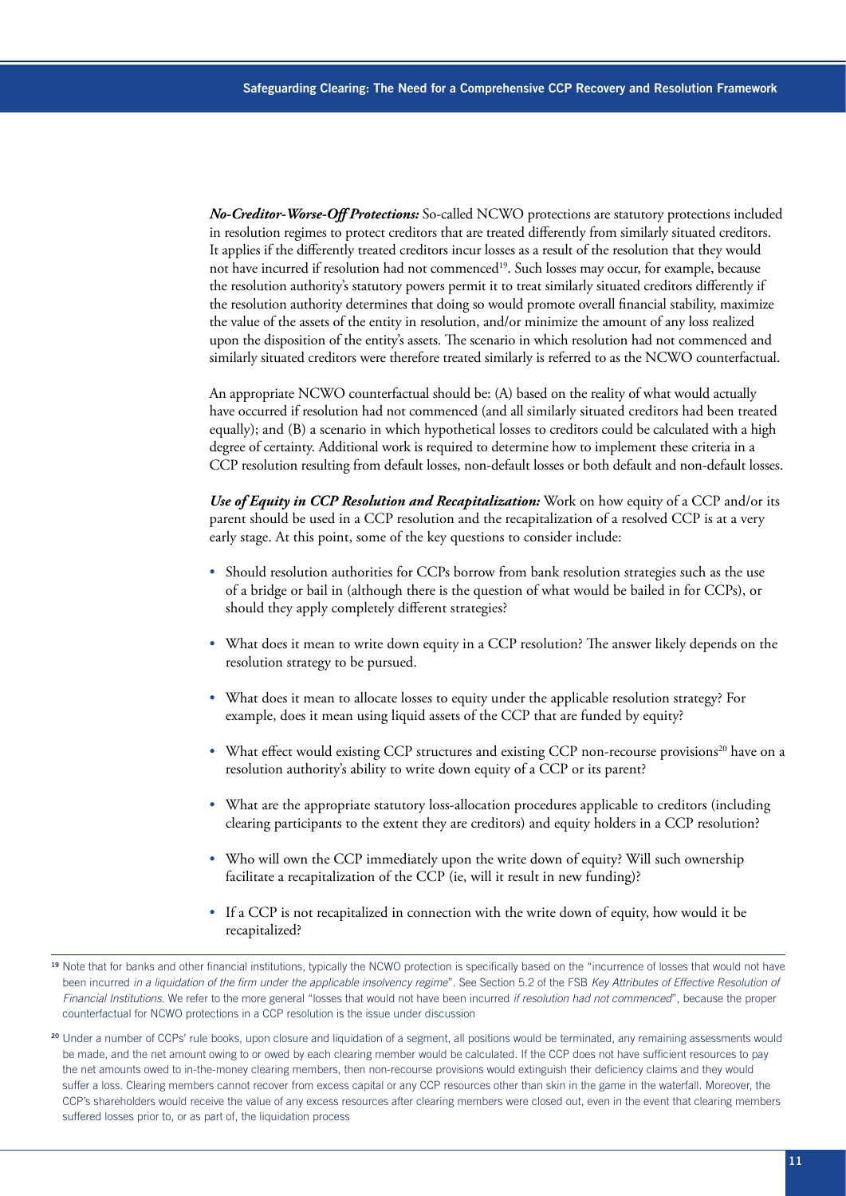***No-Creditor-Worse-Off Protections:*** So-called NCWO protections are statutory protections included in resolution regimes to protect creditors that are treated differently from similarly situated creditors. It applies if the differently treated creditors incur losses as a result of the resolution that they would not have incurred if resolution had not commenced[19]. Such losses may occur, for example, because the resolution authority's statutory powers permit it to treat similarly situated creditors differently if the resolution authority determines that doing so would promote overall financial stability, maximize the value of the assets of the entity in resolution, and/or minimize the amount of any loss realized upon the disposition of the entity's assets. The scenario in which resolution had not commenced and similarly situated creditors were therefore treated similarly is referred to as the NCWO counterfactual.

An appropriate NCWO counterfactual should be: (A) based on the reality of what would actually have occurred if resolution had not commenced (and all similarly situated creditors had been treated equally); and (B) a scenario in which hypothetical losses to creditors could be calculated with a high degree of certainty. Additional work is required to determine how to implement these criteria in a CCP resolution resulting from default losses, non-default losses or both default and non-default losses.

***Use of Equity in CCP Resolution and Recapitalization:*** Work on how equity of a CCP and/or its parent should be used in a CCP resolution and the recapitalization of a resolved CCP is at a very early stage. At this point, some of the key questions to consider include:

- Should resolution authorities for CCPs borrow from bank resolution strategies such as the use of a bridge or bail in (although there is the question of what would be bailed in for CCPs), or should they apply completely different strategies?
- What does it mean to write down equity in a CCP resolution? The answer likely depends on the resolution strategy to be pursued.
- What does it mean to allocate losses to equity under the applicable resolution strategy? For example, does it mean using liquid assets of the CCP that are funded by equity?
- What effect would existing CCP structures and existing CCP non-recourse provisions[20] have on a resolution authority's ability to write down equity of a CCP or its parent?
- What are the appropriate statutory loss-allocation procedures applicable to creditors (including clearing participants to the extent they are creditors) and equity holders in a CCP resolution?
- Who will own the CCP immediately upon the write down of equity? Will such ownership facilitate a recapitalization of the CCP (ie, will it result in new funding)?
- If a CCP is not recapitalized in connection with the write down of equity, how would it be recapitalized?

---

[19] Note that for banks and other financial institutions, typically the NCWO protection is specifically based on the "incurrence of losses that would not have been incurred *in a liquidation of the firm under the applicable insolvency regime*". See Section 5.2 of the FSB *Key Attributes of Effective Resolution of Financial Institutions*. We refer to the more general "losses that would not have been incurred *if resolution had not commenced*", because the proper counterfactual for NCWO protections in a CCP resolution is the issue under discussion

[20] Under a number of CCPs' rule books, upon closure and liquidation of a segment, all positions would be terminated, any remaining assessments would be made, and the net amount owing to or owed by each clearing member would be calculated. If the CCP does not have sufficient resources to pay the net amounts owed to in-the-money clearing members, then non-recourse provisions would extinguish their deficiency claims and they would suffer a loss. Clearing members cannot recover from excess capital or any CCP resources other than skin in the game in the waterfall. Moreover, the CCP's shareholders would receive the value of any excess resources after clearing members were closed out, even in the event that clearing members suffered losses prior to, or as part of, the liquidation process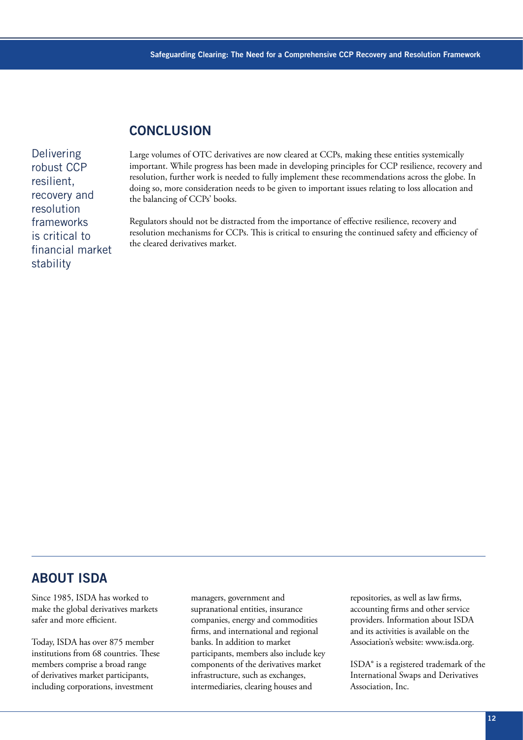## CONCLUSION

Delivering robust CCP resilient, recovery and resolution frameworks is critical to financial market stability

Large volumes of OTC derivatives are now cleared at CCPs, making these entities systemically important. While progress has been made in developing principles for CCP resilience, recovery and resolution, further work is needed to fully implement these recommendations across the globe. In doing so, more consideration needs to be given to important issues relating to loss allocation and the balancing of CCPs' books.

Regulators should not be distracted from the importance of effective resilience, recovery and resolution mechanisms for CCPs. This is critical to ensuring the continued safety and efficiency of the cleared derivatives market.

## ABOUT ISDA

Since 1985, ISDA has worked to make the global derivatives markets safer and more efficient.

Today, ISDA has over 875 member institutions from 68 countries. These members comprise a broad range of derivatives market participants, including corporations, investment managers, government and supranational entities, insurance companies, energy and commodities firms, and international and regional banks. In addition to market participants, members also include key components of the derivatives market infrastructure, such as exchanges, intermediaries, clearing houses and repositories, as well as law firms, accounting firms and other service providers. Information about ISDA and its activities is available on the Association's website: www.isda.org.

ISDA® is a registered trademark of the International Swaps and Derivatives Association, Inc.